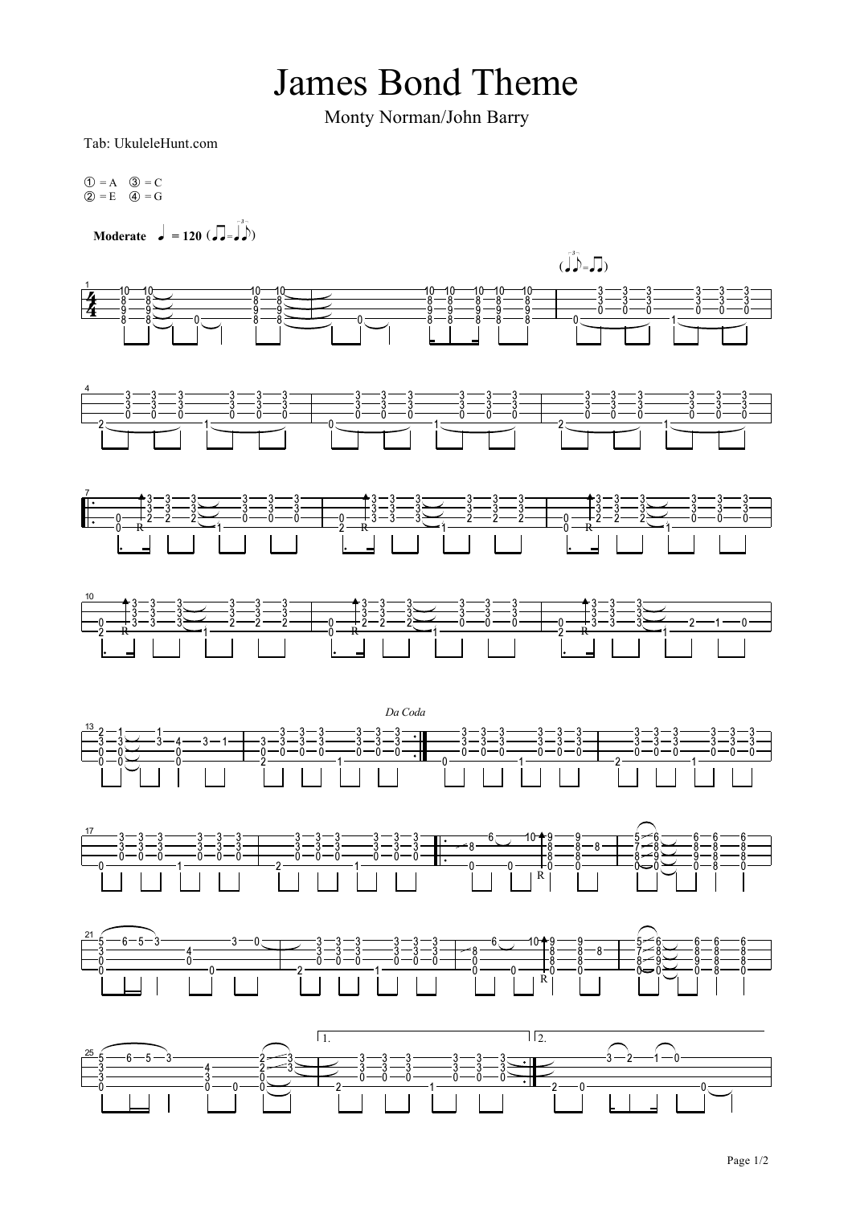# James Bond Theme

Monty Norman/John Barry

Tab: UkuleleHunt.com

① = A ③ = C
② = E ④ = G

**Moderate** ♩ = 120

*Da Coda*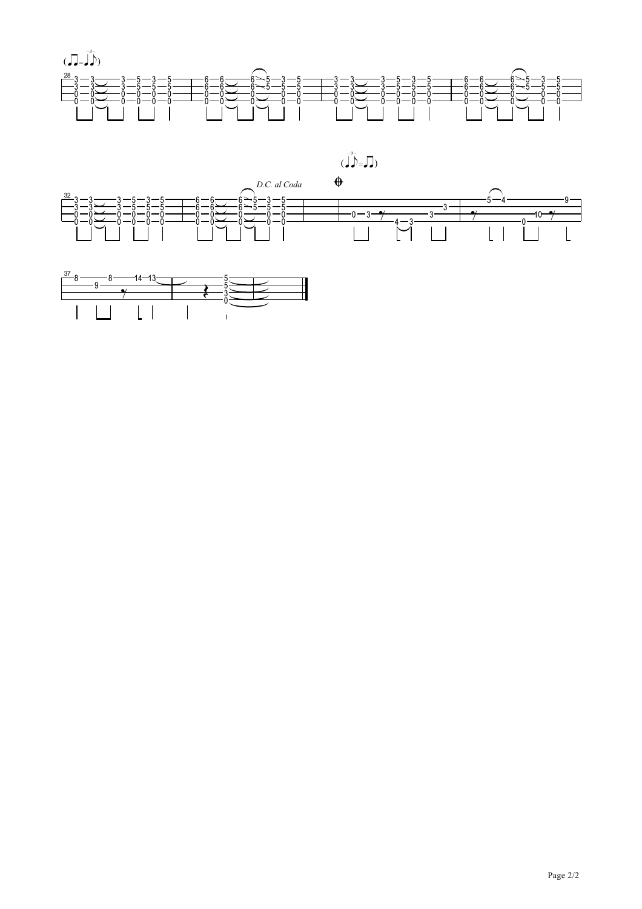D.C. al Coda